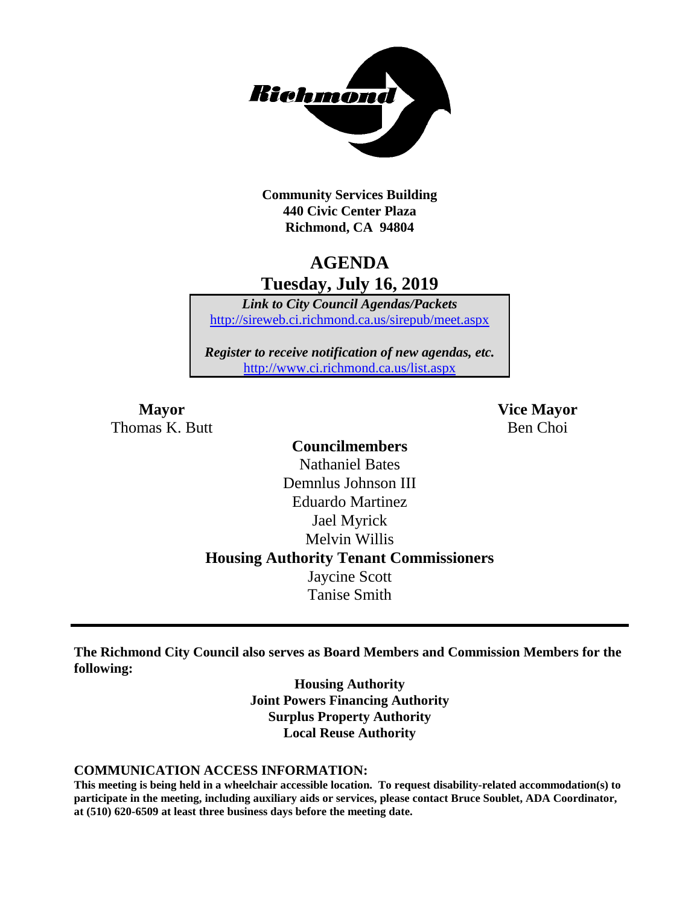**Community Services Building**
**440 Civic Center Plaza**
**Richmond, CA 94804**

# AGENDA
## Tuesday, July 16, 2019

*Link to City Council Agendas/Packets*
http://sireweb.ci.richmond.ca.us/sirepub/meet.aspx

*Register to receive notification of new agendas, etc.*
http://www.ci.richmond.ca.us/list.aspx

**Mayor**
Thomas K. Butt

**Vice Mayor**
Ben Choi

**Councilmembers**
Nathaniel Bates
Demnlus Johnson III
Eduardo Martinez
Jael Myrick
Melvin Willis

**Housing Authority Tenant Commissioners**
Jaycine Scott
Tanise Smith

---

**The Richmond City Council also serves as Board Members and Commission Members for the following:**

**Housing Authority**
**Joint Powers Financing Authority**
**Surplus Property Authority**
**Local Reuse Authority**

**COMMUNICATION ACCESS INFORMATION:**
**This meeting is being held in a wheelchair accessible location. To request disability-related accommodation(s) to participate in the meeting, including auxiliary aids or services, please contact Bruce Soublet, ADA Coordinator, at (510) 620-6509 at least three business days before the meeting date.**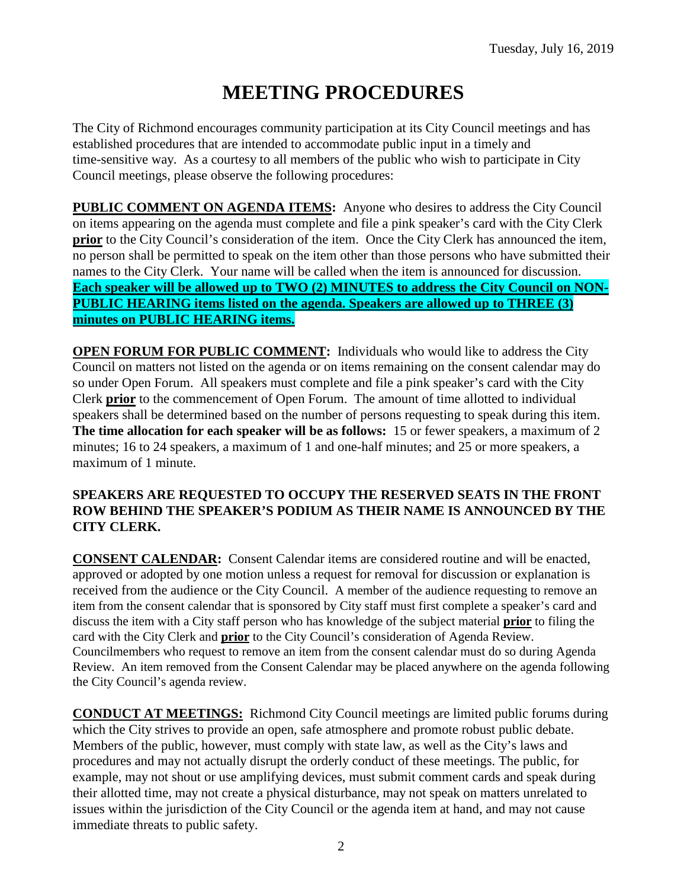Tuesday, July 16, 2019

# MEETING PROCEDURES

The City of Richmond encourages community participation at its City Council meetings and has established procedures that are intended to accommodate public input in a timely and time-sensitive way. As a courtesy to all members of the public who wish to participate in City Council meetings, please observe the following procedures:

**PUBLIC COMMENT ON AGENDA ITEMS:** Anyone who desires to address the City Council on items appearing on the agenda must complete and file a pink speaker's card with the City Clerk **prior** to the City Council's consideration of the item. Once the City Clerk has announced the item, no person shall be permitted to speak on the item other than those persons who have submitted their names to the City Clerk. Your name will be called when the item is announced for discussion. **Each speaker will be allowed up to TWO (2) MINUTES to address the City Council on NON-PUBLIC HEARING items listed on the agenda. Speakers are allowed up to THREE (3) minutes on PUBLIC HEARING items.**

**OPEN FORUM FOR PUBLIC COMMENT:** Individuals who would like to address the City Council on matters not listed on the agenda or on items remaining on the consent calendar may do so under Open Forum. All speakers must complete and file a pink speaker's card with the City Clerk **prior** to the commencement of Open Forum. The amount of time allotted to individual speakers shall be determined based on the number of persons requesting to speak during this item. **The time allocation for each speaker will be as follows:** 15 or fewer speakers, a maximum of 2 minutes; 16 to 24 speakers, a maximum of 1 and one-half minutes; and 25 or more speakers, a maximum of 1 minute.

**SPEAKERS ARE REQUESTED TO OCCUPY THE RESERVED SEATS IN THE FRONT ROW BEHIND THE SPEAKER'S PODIUM AS THEIR NAME IS ANNOUNCED BY THE CITY CLERK.**

**CONSENT CALENDAR:** Consent Calendar items are considered routine and will be enacted, approved or adopted by one motion unless a request for removal for discussion or explanation is received from the audience or the City Council. A member of the audience requesting to remove an item from the consent calendar that is sponsored by City staff must first complete a speaker's card and discuss the item with a City staff person who has knowledge of the subject material **prior** to filing the card with the City Clerk and **prior** to the City Council's consideration of Agenda Review. Councilmembers who request to remove an item from the consent calendar must do so during Agenda Review. An item removed from the Consent Calendar may be placed anywhere on the agenda following the City Council's agenda review.

**CONDUCT AT MEETINGS:** Richmond City Council meetings are limited public forums during which the City strives to provide an open, safe atmosphere and promote robust public debate. Members of the public, however, must comply with state law, as well as the City's laws and procedures and may not actually disrupt the orderly conduct of these meetings. The public, for example, may not shout or use amplifying devices, must submit comment cards and speak during their allotted time, may not create a physical disturbance, may not speak on matters unrelated to issues within the jurisdiction of the City Council or the agenda item at hand, and may not cause immediate threats to public safety.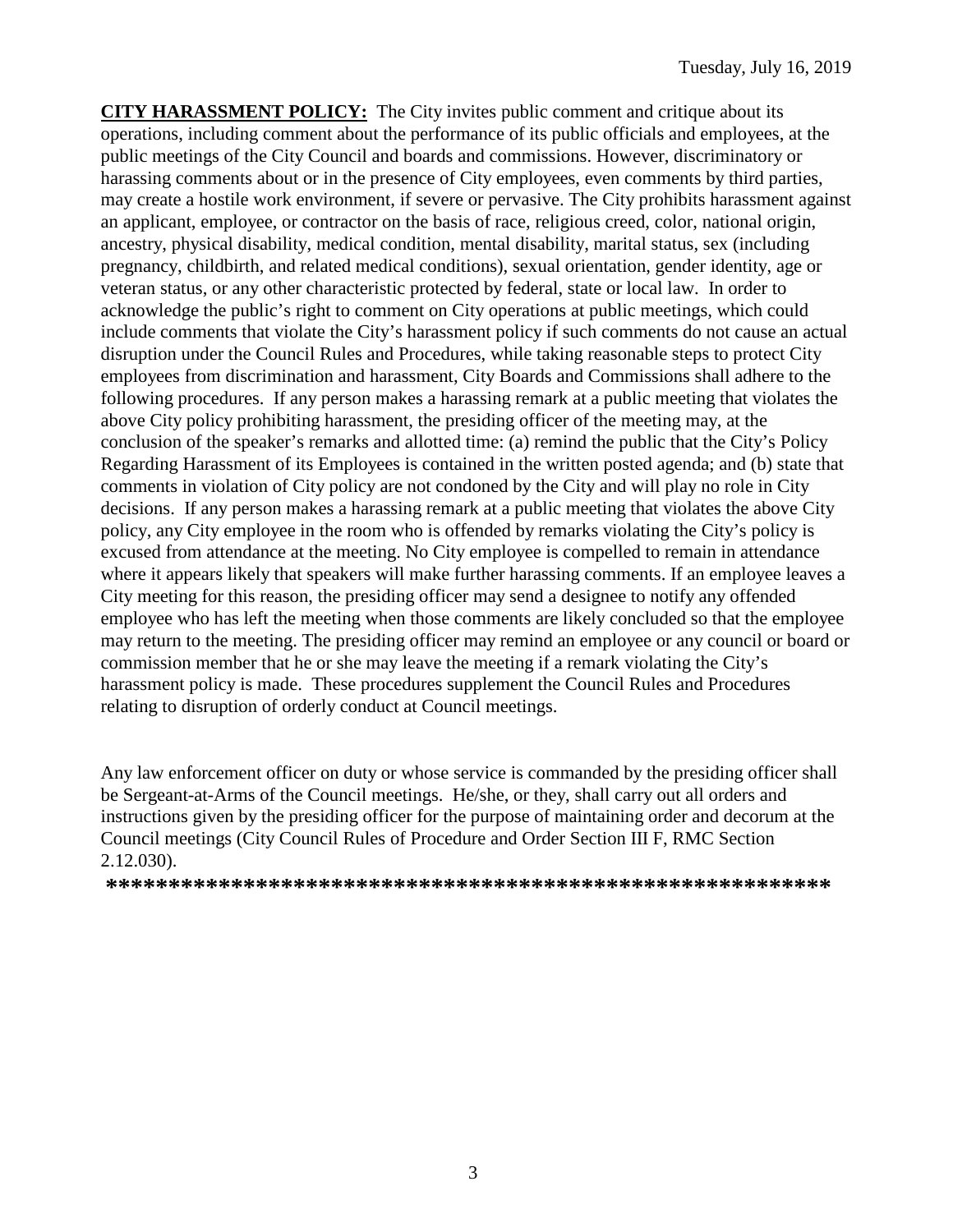**CITY HARASSMENT POLICY:** The City invites public comment and critique about its operations, including comment about the performance of its public officials and employees, at the public meetings of the City Council and boards and commissions. However, discriminatory or harassing comments about or in the presence of City employees, even comments by third parties, may create a hostile work environment, if severe or pervasive. The City prohibits harassment against an applicant, employee, or contractor on the basis of race, religious creed, color, national origin, ancestry, physical disability, medical condition, mental disability, marital status, sex (including pregnancy, childbirth, and related medical conditions), sexual orientation, gender identity, age or veteran status, or any other characteristic protected by federal, state or local law. In order to acknowledge the public's right to comment on City operations at public meetings, which could include comments that violate the City's harassment policy if such comments do not cause an actual disruption under the Council Rules and Procedures, while taking reasonable steps to protect City employees from discrimination and harassment, City Boards and Commissions shall adhere to the following procedures. If any person makes a harassing remark at a public meeting that violates the above City policy prohibiting harassment, the presiding officer of the meeting may, at the conclusion of the speaker's remarks and allotted time: (a) remind the public that the City's Policy Regarding Harassment of its Employees is contained in the written posted agenda; and (b) state that comments in violation of City policy are not condoned by the City and will play no role in City decisions. If any person makes a harassing remark at a public meeting that violates the above City policy, any City employee in the room who is offended by remarks violating the City's policy is excused from attendance at the meeting. No City employee is compelled to remain in attendance where it appears likely that speakers will make further harassing comments. If an employee leaves a City meeting for this reason, the presiding officer may send a designee to notify any offended employee who has left the meeting when those comments are likely concluded so that the employee may return to the meeting. The presiding officer may remind an employee or any council or board or commission member that he or she may leave the meeting if a remark violating the City's harassment policy is made. These procedures supplement the Council Rules and Procedures relating to disruption of orderly conduct at Council meetings.

Any law enforcement officer on duty or whose service is commanded by the presiding officer shall be Sergeant-at-Arms of the Council meetings. He/she, or they, shall carry out all orders and instructions given by the presiding officer for the purpose of maintaining order and decorum at the Council meetings (City Council Rules of Procedure and Order Section III F, RMC Section 2.12.030).

**********************************************************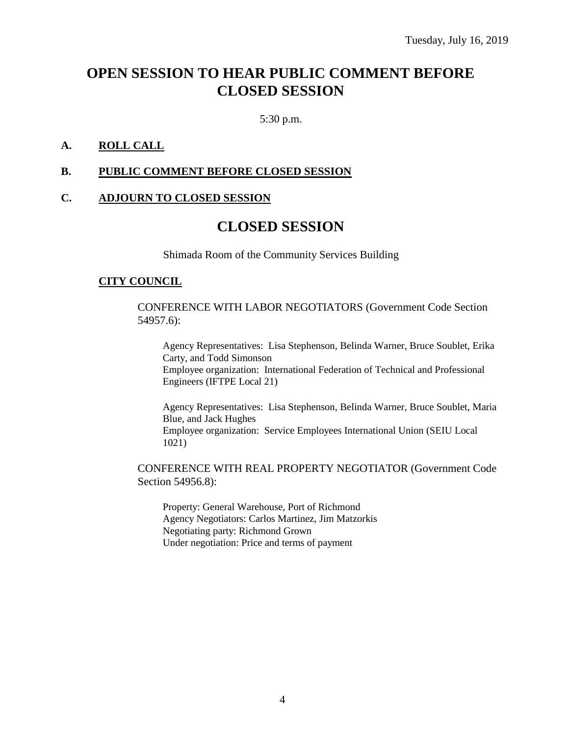Tuesday, July 16, 2019

# OPEN SESSION TO HEAR PUBLIC COMMENT BEFORE CLOSED SESSION

5:30 p.m.

**A. ROLL CALL**

**B. PUBLIC COMMENT BEFORE CLOSED SESSION**

**C. ADJOURN TO CLOSED SESSION**

# CLOSED SESSION

Shimada Room of the Community Services Building

**CITY COUNCIL**

CONFERENCE WITH LABOR NEGOTIATORS (Government Code Section 54957.6):

Agency Representatives: Lisa Stephenson, Belinda Warner, Bruce Soublet, Erika Carty, and Todd Simonson
Employee organization: International Federation of Technical and Professional Engineers (IFTPE Local 21)

Agency Representatives: Lisa Stephenson, Belinda Warner, Bruce Soublet, Maria Blue, and Jack Hughes
Employee organization: Service Employees International Union (SEIU Local 1021)

CONFERENCE WITH REAL PROPERTY NEGOTIATOR (Government Code Section 54956.8):

Property: General Warehouse, Port of Richmond
Agency Negotiators: Carlos Martinez, Jim Matzorkis
Negotiating party: Richmond Grown
Under negotiation: Price and terms of payment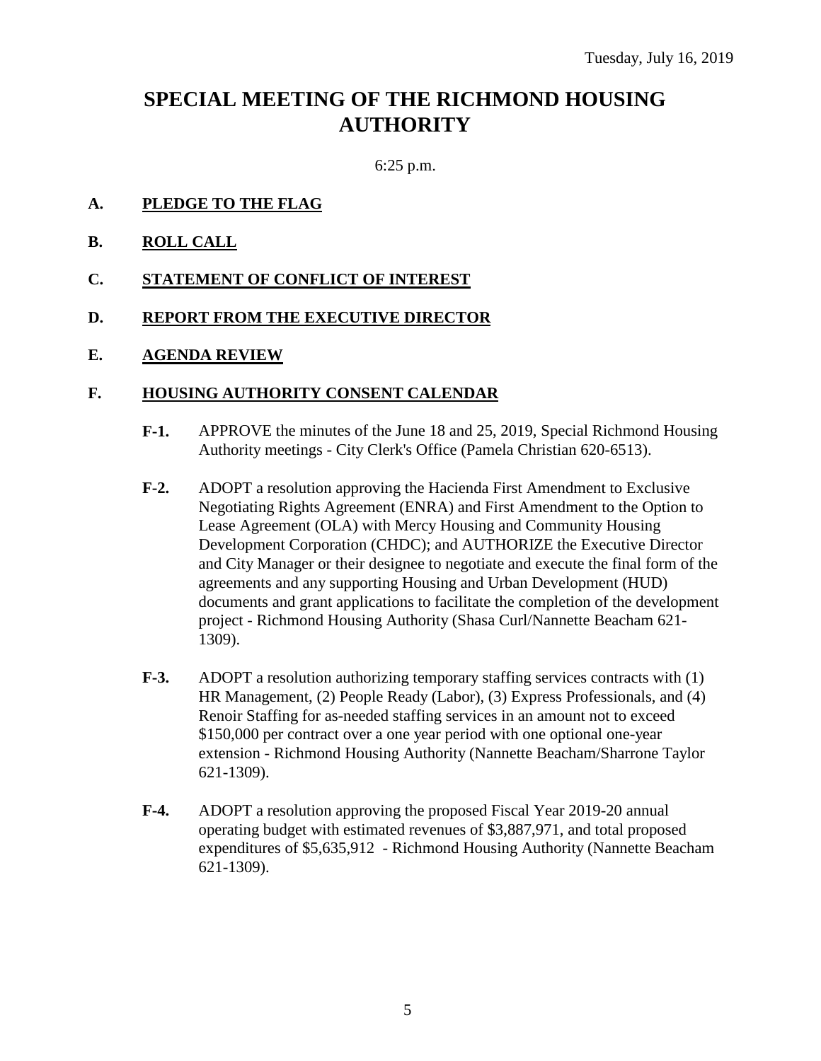Tuesday, July 16, 2019

# SPECIAL MEETING OF THE RICHMOND HOUSING AUTHORITY

6:25 p.m.

**A. PLEDGE TO THE FLAG**

**B. ROLL CALL**

**C. STATEMENT OF CONFLICT OF INTEREST**

**D. REPORT FROM THE EXECUTIVE DIRECTOR**

**E. AGENDA REVIEW**

**F. HOUSING AUTHORITY CONSENT CALENDAR**

**F-1.** APPROVE the minutes of the June 18 and 25, 2019, Special Richmond Housing Authority meetings - City Clerk's Office (Pamela Christian 620-6513).

**F-2.** ADOPT a resolution approving the Hacienda First Amendment to Exclusive Negotiating Rights Agreement (ENRA) and First Amendment to the Option to Lease Agreement (OLA) with Mercy Housing and Community Housing Development Corporation (CHDC); and AUTHORIZE the Executive Director and City Manager or their designee to negotiate and execute the final form of the agreements and any supporting Housing and Urban Development (HUD) documents and grant applications to facilitate the completion of the development project - Richmond Housing Authority (Shasa Curl/Nannette Beacham 621-1309).

**F-3.** ADOPT a resolution authorizing temporary staffing services contracts with (1) HR Management, (2) People Ready (Labor), (3) Express Professionals, and (4) Renoir Staffing for as-needed staffing services in an amount not to exceed $150,000 per contract over a one year period with one optional one-year extension - Richmond Housing Authority (Nannette Beacham/Sharrone Taylor 621-1309).

**F-4.** ADOPT a resolution approving the proposed Fiscal Year 2019-20 annual operating budget with estimated revenues of $3,887,971, and total proposed expenditures of $5,635,912 - Richmond Housing Authority (Nannette Beacham 621-1309).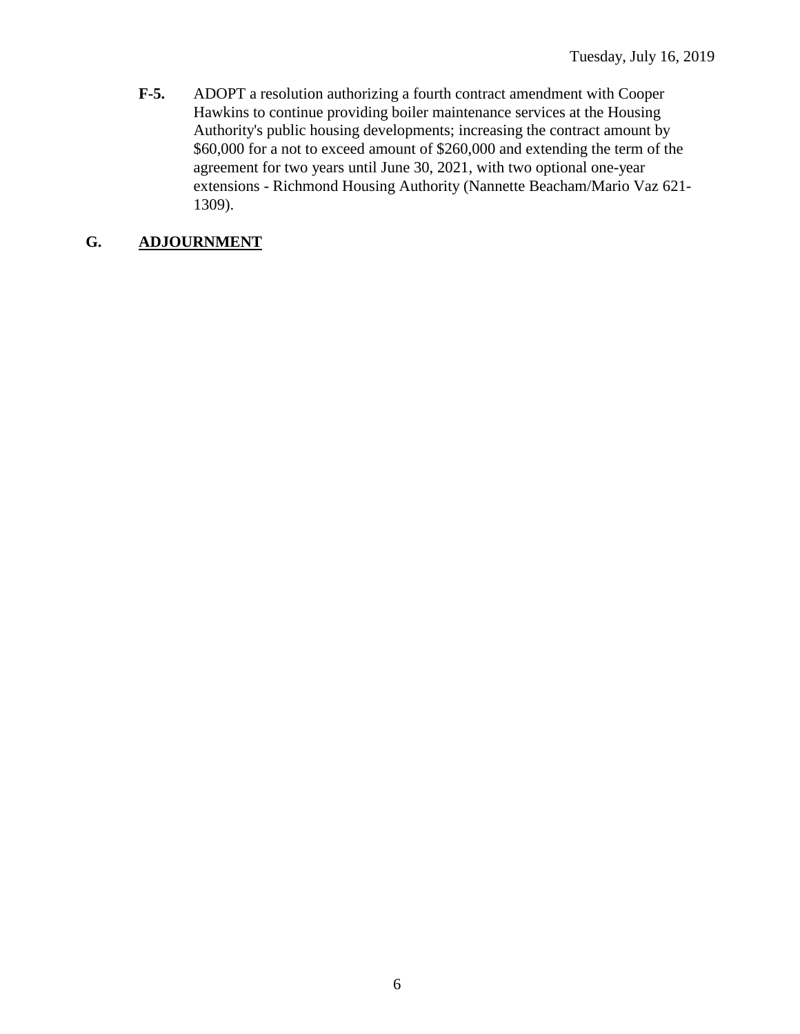**F-5.** ADOPT a resolution authorizing a fourth contract amendment with Cooper Hawkins to continue providing boiler maintenance services at the Housing Authority's public housing developments; increasing the contract amount by $60,000 for a not to exceed amount of $260,000 and extending the term of the agreement for two years until June 30, 2021, with two optional one-year extensions - Richmond Housing Authority (Nannette Beacham/Mario Vaz 621-1309).

## G. ADJOURNMENT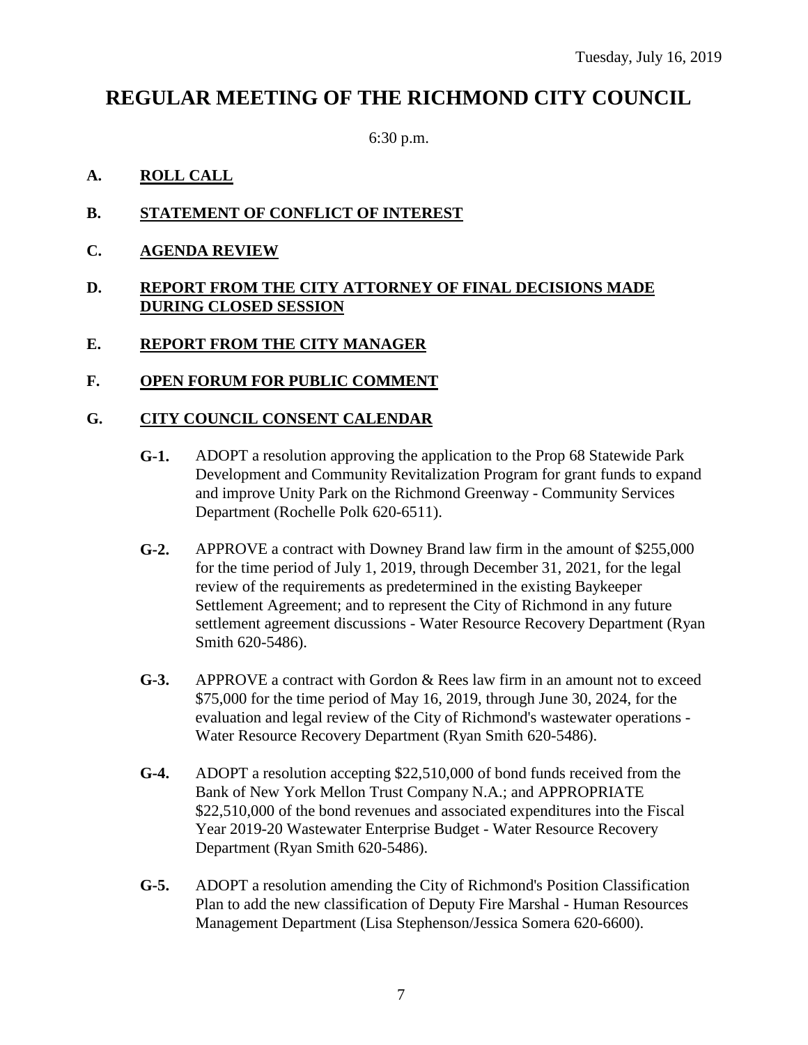Tuesday, July 16, 2019

# REGULAR MEETING OF THE RICHMOND CITY COUNCIL

6:30 p.m.

## A. ROLL CALL

## B. STATEMENT OF CONFLICT OF INTEREST

## C. AGENDA REVIEW

## D. REPORT FROM THE CITY ATTORNEY OF FINAL DECISIONS MADE DURING CLOSED SESSION

## E. REPORT FROM THE CITY MANAGER

## F. OPEN FORUM FOR PUBLIC COMMENT

## G. CITY COUNCIL CONSENT CALENDAR

**G-1.** ADOPT a resolution approving the application to the Prop 68 Statewide Park Development and Community Revitalization Program for grant funds to expand and improve Unity Park on the Richmond Greenway - Community Services Department (Rochelle Polk 620-6511).

**G-2.** APPROVE a contract with Downey Brand law firm in the amount of $255,000 for the time period of July 1, 2019, through December 31, 2021, for the legal review of the requirements as predetermined in the existing Baykeeper Settlement Agreement; and to represent the City of Richmond in any future settlement agreement discussions - Water Resource Recovery Department (Ryan Smith 620-5486).

**G-3.** APPROVE a contract with Gordon & Rees law firm in an amount not to exceed $75,000 for the time period of May 16, 2019, through June 30, 2024, for the evaluation and legal review of the City of Richmond's wastewater operations - Water Resource Recovery Department (Ryan Smith 620-5486).

**G-4.** ADOPT a resolution accepting $22,510,000 of bond funds received from the Bank of New York Mellon Trust Company N.A.; and APPROPRIATE $22,510,000 of the bond revenues and associated expenditures into the Fiscal Year 2019-20 Wastewater Enterprise Budget - Water Resource Recovery Department (Ryan Smith 620-5486).

**G-5.** ADOPT a resolution amending the City of Richmond's Position Classification Plan to add the new classification of Deputy Fire Marshal - Human Resources Management Department (Lisa Stephenson/Jessica Somera 620-6600).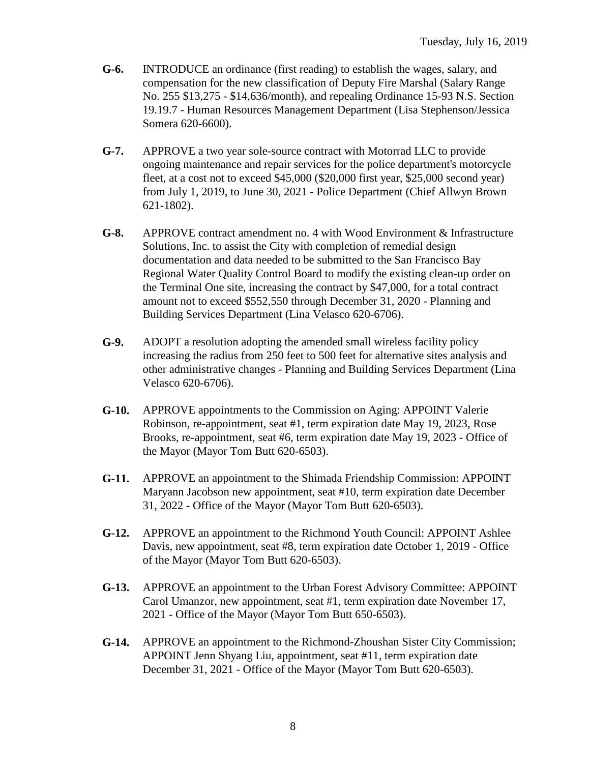**G-6.** INTRODUCE an ordinance (first reading) to establish the wages, salary, and compensation for the new classification of Deputy Fire Marshal (Salary Range No. 255 $13,275 - $14,636/month), and repealing Ordinance 15-93 N.S. Section 19.19.7 - Human Resources Management Department (Lisa Stephenson/Jessica Somera 620-6600).

**G-7.** APPROVE a two year sole-source contract with Motorrad LLC to provide ongoing maintenance and repair services for the police department's motorcycle fleet, at a cost not to exceed $45,000 ($20,000 first year, $25,000 second year) from July 1, 2019, to June 30, 2021 - Police Department (Chief Allwyn Brown 621-1802).

**G-8.** APPROVE contract amendment no. 4 with Wood Environment & Infrastructure Solutions, Inc. to assist the City with completion of remedial design documentation and data needed to be submitted to the San Francisco Bay Regional Water Quality Control Board to modify the existing clean-up order on the Terminal One site, increasing the contract by $47,000, for a total contract amount not to exceed $552,550 through December 31, 2020 - Planning and Building Services Department (Lina Velasco 620-6706).

**G-9.** ADOPT a resolution adopting the amended small wireless facility policy increasing the radius from 250 feet to 500 feet for alternative sites analysis and other administrative changes - Planning and Building Services Department (Lina Velasco 620-6706).

**G-10.** APPROVE appointments to the Commission on Aging: APPOINT Valerie Robinson, re-appointment, seat #1, term expiration date May 19, 2023, Rose Brooks, re-appointment, seat #6, term expiration date May 19, 2023 - Office of the Mayor (Mayor Tom Butt 620-6503).

**G-11.** APPROVE an appointment to the Shimada Friendship Commission: APPOINT Maryann Jacobson new appointment, seat #10, term expiration date December 31, 2022 - Office of the Mayor (Mayor Tom Butt 620-6503).

**G-12.** APPROVE an appointment to the Richmond Youth Council: APPOINT Ashlee Davis, new appointment, seat #8, term expiration date October 1, 2019 - Office of the Mayor (Mayor Tom Butt 620-6503).

**G-13.** APPROVE an appointment to the Urban Forest Advisory Committee: APPOINT Carol Umanzor, new appointment, seat #1, term expiration date November 17, 2021 - Office of the Mayor (Mayor Tom Butt 650-6503).

**G-14.** APPROVE an appointment to the Richmond-Zhoushan Sister City Commission; APPOINT Jenn Shyang Liu, appointment, seat #11, term expiration date December 31, 2021 - Office of the Mayor (Mayor Tom Butt 620-6503).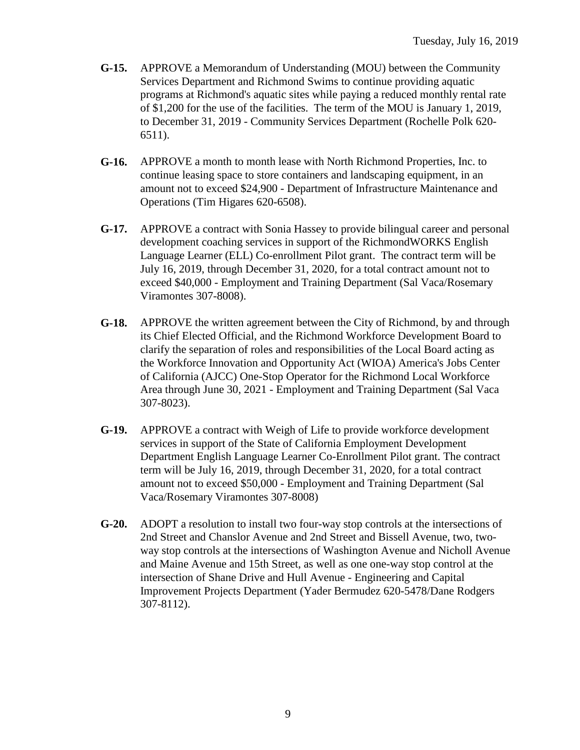**G-15.** APPROVE a Memorandum of Understanding (MOU) between the Community Services Department and Richmond Swims to continue providing aquatic programs at Richmond's aquatic sites while paying a reduced monthly rental rate of $1,200 for the use of the facilities. The term of the MOU is January 1, 2019, to December 31, 2019 - Community Services Department (Rochelle Polk 620-6511).

**G-16.** APPROVE a month to month lease with North Richmond Properties, Inc. to continue leasing space to store containers and landscaping equipment, in an amount not to exceed $24,900 - Department of Infrastructure Maintenance and Operations (Tim Higares 620-6508).

**G-17.** APPROVE a contract with Sonia Hassey to provide bilingual career and personal development coaching services in support of the RichmondWORKS English Language Learner (ELL) Co-enrollment Pilot grant. The contract term will be July 16, 2019, through December 31, 2020, for a total contract amount not to exceed $40,000 - Employment and Training Department (Sal Vaca/Rosemary Viramontes 307-8008).

**G-18.** APPROVE the written agreement between the City of Richmond, by and through its Chief Elected Official, and the Richmond Workforce Development Board to clarify the separation of roles and responsibilities of the Local Board acting as the Workforce Innovation and Opportunity Act (WIOA) America's Jobs Center of California (AJCC) One-Stop Operator for the Richmond Local Workforce Area through June 30, 2021 - Employment and Training Department (Sal Vaca 307-8023).

**G-19.** APPROVE a contract with Weigh of Life to provide workforce development services in support of the State of California Employment Development Department English Language Learner Co-Enrollment Pilot grant. The contract term will be July 16, 2019, through December 31, 2020, for a total contract amount not to exceed $50,000 - Employment and Training Department (Sal Vaca/Rosemary Viramontes 307-8008)

**G-20.** ADOPT a resolution to install two four-way stop controls at the intersections of 2nd Street and Chanslor Avenue and 2nd Street and Bissell Avenue, two, two-way stop controls at the intersections of Washington Avenue and Nicholl Avenue and Maine Avenue and 15th Street, as well as one one-way stop control at the intersection of Shane Drive and Hull Avenue - Engineering and Capital Improvement Projects Department (Yader Bermudez 620-5478/Dane Rodgers 307-8112).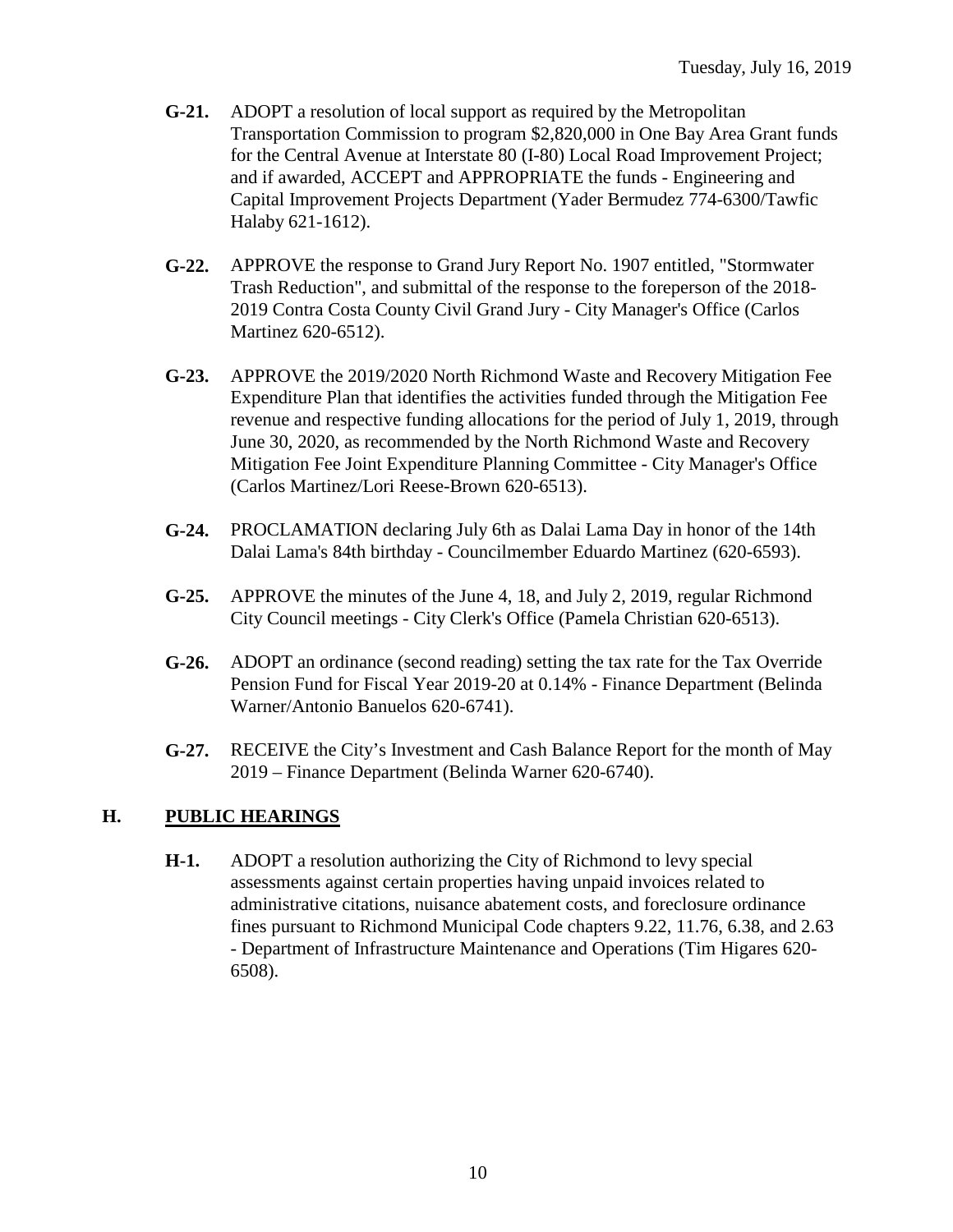- **G-21.** ADOPT a resolution of local support as required by the Metropolitan Transportation Commission to program $2,820,000 in One Bay Area Grant funds for the Central Avenue at Interstate 80 (I-80) Local Road Improvement Project; and if awarded, ACCEPT and APPROPRIATE the funds - Engineering and Capital Improvement Projects Department (Yader Bermudez 774-6300/Tawfic Halaby 621-1612).

- **G-22.** APPROVE the response to Grand Jury Report No. 1907 entitled, "Stormwater Trash Reduction", and submittal of the response to the foreperson of the 2018-2019 Contra Costa County Civil Grand Jury - City Manager's Office (Carlos Martinez 620-6512).

- **G-23.** APPROVE the 2019/2020 North Richmond Waste and Recovery Mitigation Fee Expenditure Plan that identifies the activities funded through the Mitigation Fee revenue and respective funding allocations for the period of July 1, 2019, through June 30, 2020, as recommended by the North Richmond Waste and Recovery Mitigation Fee Joint Expenditure Planning Committee - City Manager's Office (Carlos Martinez/Lori Reese-Brown 620-6513).

- **G-24.** PROCLAMATION declaring July 6th as Dalai Lama Day in honor of the 14th Dalai Lama's 84th birthday - Councilmember Eduardo Martinez (620-6593).

- **G-25.** APPROVE the minutes of the June 4, 18, and July 2, 2019, regular Richmond City Council meetings - City Clerk's Office (Pamela Christian 620-6513).

- **G-26.** ADOPT an ordinance (second reading) setting the tax rate for the Tax Override Pension Fund for Fiscal Year 2019-20 at 0.14% - Finance Department (Belinda Warner/Antonio Banuelos 620-6741).

- **G-27.** RECEIVE the City's Investment and Cash Balance Report for the month of May 2019 – Finance Department (Belinda Warner 620-6740).

## H. PUBLIC HEARINGS

- **H-1.** ADOPT a resolution authorizing the City of Richmond to levy special assessments against certain properties having unpaid invoices related to administrative citations, nuisance abatement costs, and foreclosure ordinance fines pursuant to Richmond Municipal Code chapters 9.22, 11.76, 6.38, and 2.63 - Department of Infrastructure Maintenance and Operations (Tim Higares 620-6508).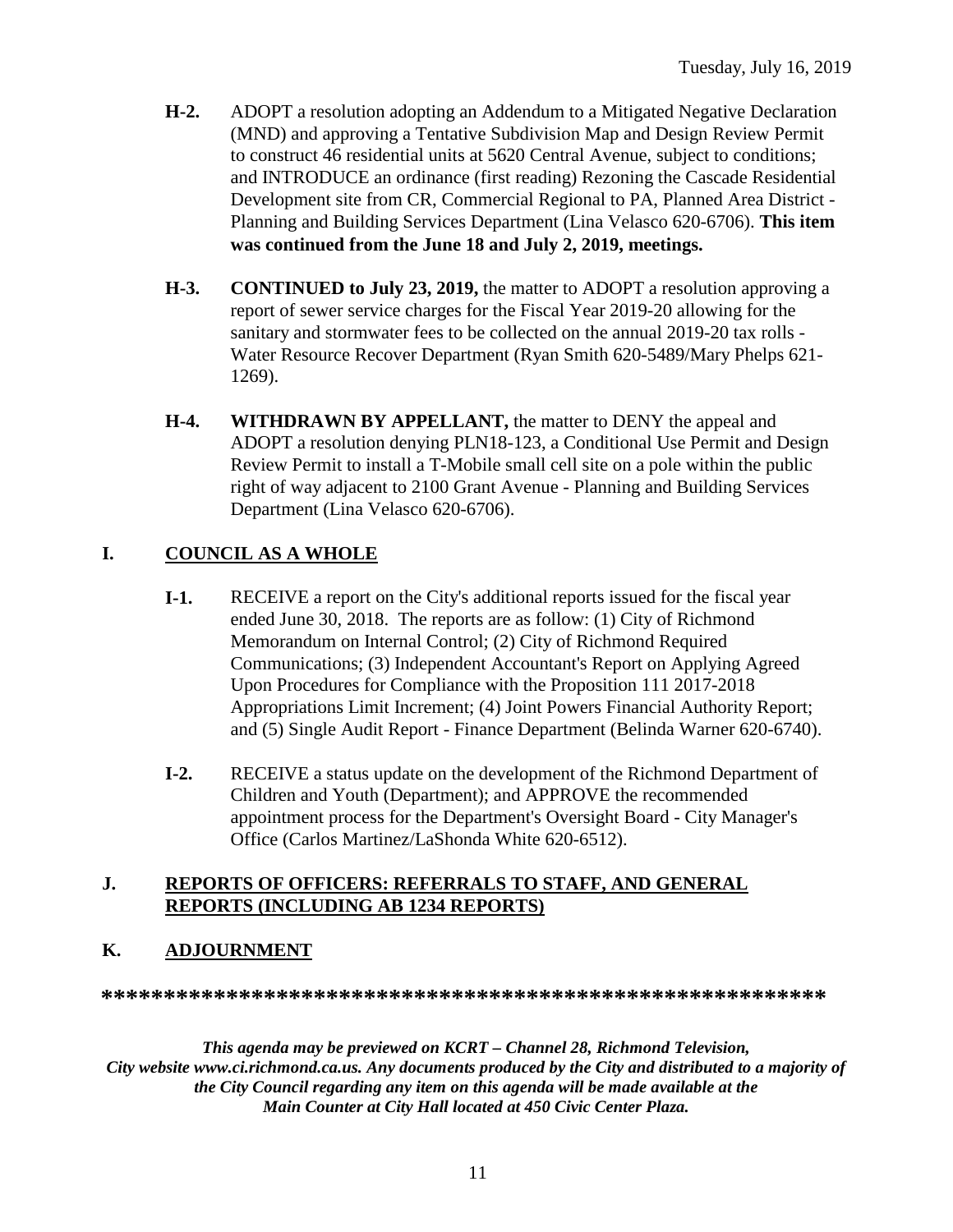- **H-2.** ADOPT a resolution adopting an Addendum to a Mitigated Negative Declaration (MND) and approving a Tentative Subdivision Map and Design Review Permit to construct 46 residential units at 5620 Central Avenue, subject to conditions; and INTRODUCE an ordinance (first reading) Rezoning the Cascade Residential Development site from CR, Commercial Regional to PA, Planned Area District - Planning and Building Services Department (Lina Velasco 620-6706). **This item was continued from the June 18 and July 2, 2019, meetings.**

- **H-3.** **CONTINUED to July 23, 2019,** the matter to ADOPT a resolution approving a report of sewer service charges for the Fiscal Year 2019-20 allowing for the sanitary and stormwater fees to be collected on the annual 2019-20 tax rolls - Water Resource Recover Department (Ryan Smith 620-5489/Mary Phelps 621-1269).

- **H-4.** **WITHDRAWN BY APPELLANT,** the matter to DENY the appeal and ADOPT a resolution denying PLN18-123, a Conditional Use Permit and Design Review Permit to install a T-Mobile small cell site on a pole within the public right of way adjacent to 2100 Grant Avenue - Planning and Building Services Department (Lina Velasco 620-6706).

## I. COUNCIL AS A WHOLE

- **I-1.** RECEIVE a report on the City's additional reports issued for the fiscal year ended June 30, 2018. The reports are as follow: (1) City of Richmond Memorandum on Internal Control; (2) City of Richmond Required Communications; (3) Independent Accountant's Report on Applying Agreed Upon Procedures for Compliance with the Proposition 111 2017-2018 Appropriations Limit Increment; (4) Joint Powers Financial Authority Report; and (5) Single Audit Report - Finance Department (Belinda Warner 620-6740).

- **I-2.** RECEIVE a status update on the development of the Richmond Department of Children and Youth (Department); and APPROVE the recommended appointment process for the Department's Oversight Board - City Manager's Office (Carlos Martinez/LaShonda White 620-6512).

## J. REPORTS OF OFFICERS: REFERRALS TO STAFF, AND GENERAL REPORTS (INCLUDING AB 1234 REPORTS)

## K. ADJOURNMENT

**********************************************************

***This agenda may be previewed on KCRT – Channel 28, Richmond Television, City website www.ci.richmond.ca.us. Any documents produced by the City and distributed to a majority of the City Council regarding any item on this agenda will be made available at the Main Counter at City Hall located at 450 Civic Center Plaza.***